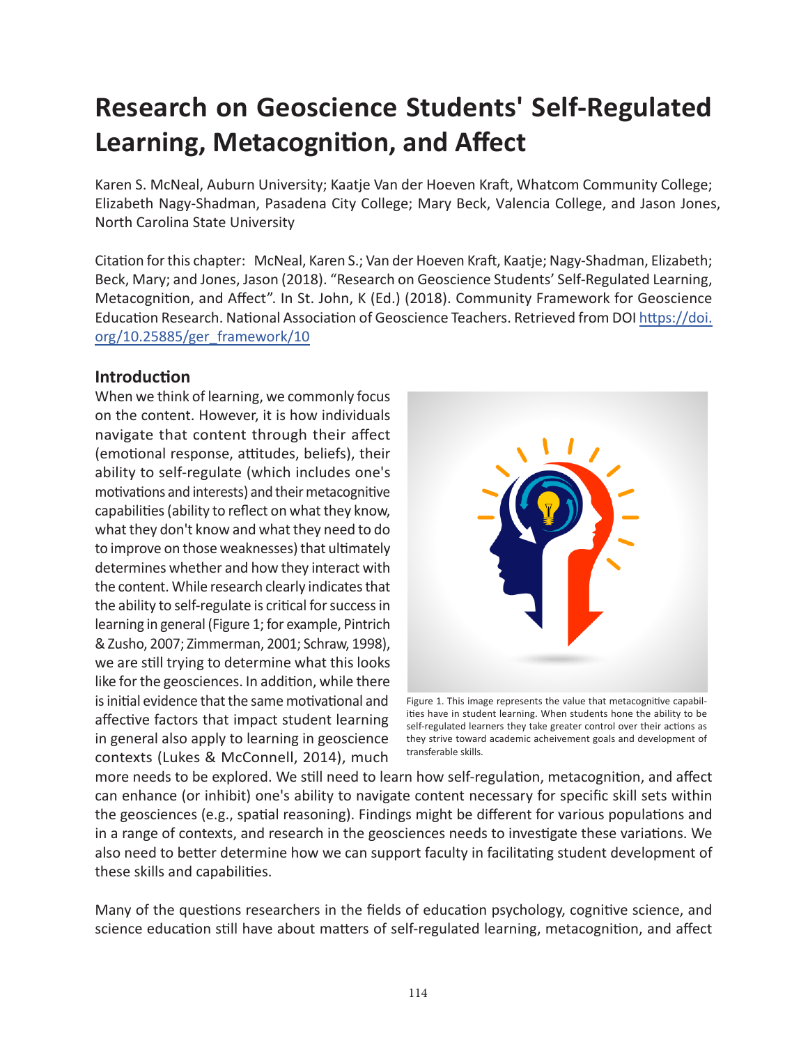# Research on Geoscience Students' Self-Regulated Learning, Metacognition, and Affect

Karen S. McNeal, Auburn University; Kaatje Van der Hoeven Kraft, Whatcom Community College; Elizabeth Nagy-Shadman, Pasadena City College; Mary Beck, Valencia College, and Jason Jones, North Carolina State University

Citation for this chapter: McNeal, Karen S.; Van der Hoeven Kraft, Kaatje; Nagy-Shadman, Elizabeth; Beck, Mary; and Jones, Jason (2018). "Research on Geoscience Students' Self-Regulated Learning, Metacognition, and Affect". In St. John, K (Ed.) (2018). Community Framework for Geoscience Education Research. National Association of Geoscience Teachers. Retrieved from DOI https://doi.org/10.25885/ger_framework/10

## Introduction

When we think of learning, we commonly focus on the content. However, it is how individuals navigate that content through their affect (emotional response, attitudes, beliefs), their ability to self-regulate (which includes one's motivations and interests) and their metacognitive capabilities (ability to reflect on what they know, what they don't know and what they need to do to improve on those weaknesses) that ultimately determines whether and how they interact with the content. While research clearly indicates that the ability to self-regulate is critical for success in learning in general (Figure 1; for example, Pintrich & Zusho, 2007; Zimmerman, 2001; Schraw, 1998), we are still trying to determine what this looks like for the geosciences. In addition, while there is initial evidence that the same motivational and affective factors that impact student learning in general also apply to learning in geoscience contexts (Lukes & McConnell, 2014), much more needs to be explored. We still need to learn how self-regulation, metacognition, and affect can enhance (or inhibit) one's ability to navigate content necessary for specific skill sets within the geosciences (e.g., spatial reasoning). Findings might be different for various populations and in a range of contexts, and research in the geosciences needs to investigate these variations. We also need to better determine how we can support faculty in facilitating student development of these skills and capabilities.

Figure 1. This image represents the value that metacognitive capabilities have in student learning. When students hone the ability to be self-regulated learners they take greater control over their actions as they strive toward academic acheivement goals and development of transferable skills.

Many of the questions researchers in the fields of education psychology, cognitive science, and science education still have about matters of self-regulated learning, metacognition, and affect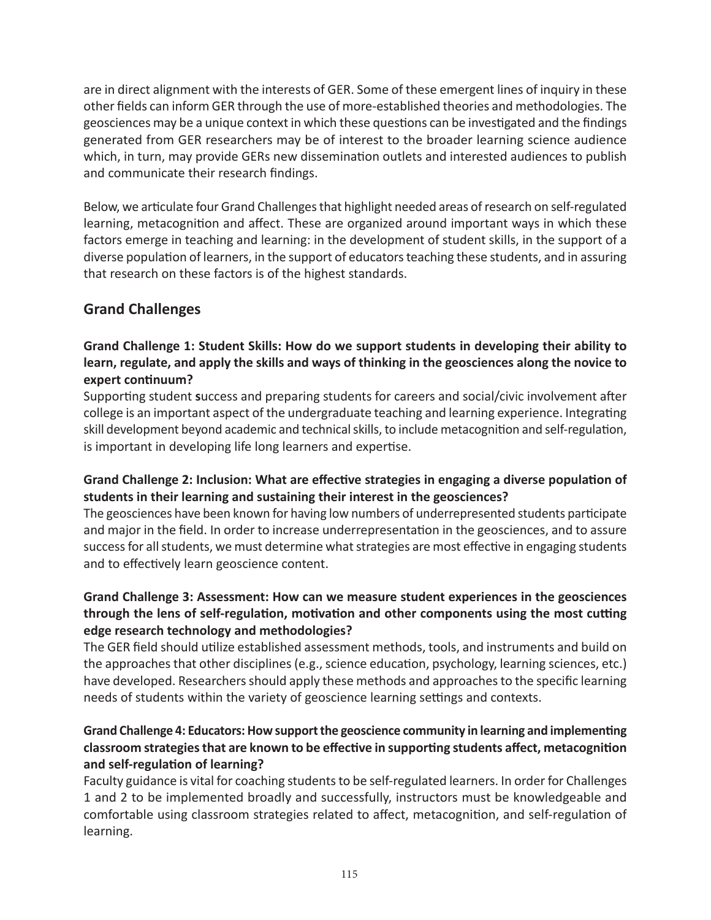are in direct alignment with the interests of GER. Some of these emergent lines of inquiry in these other fields can inform GER through the use of more-established theories and methodologies. The geosciences may be a unique context in which these questions can be investigated and the findings generated from GER researchers may be of interest to the broader learning science audience which, in turn, may provide GERs new dissemination outlets and interested audiences to publish and communicate their research findings.

Below, we articulate four Grand Challenges that highlight needed areas of research on self-regulated learning, metacognition and affect. These are organized around important ways in which these factors emerge in teaching and learning: in the development of student skills, in the support of a diverse population of learners, in the support of educators teaching these students, and in assuring that research on these factors is of the highest standards.

## Grand Challenges

**Grand Challenge 1: Student Skills: How do we support students in developing their ability to learn, regulate, and apply the skills and ways of thinking in the geosciences along the novice to expert continuum?**

Supporting student **s**uccess and preparing students for careers and social/civic involvement after college is an important aspect of the undergraduate teaching and learning experience. Integrating skill development beyond academic and technical skills, to include metacognition and self-regulation, is important in developing life long learners and expertise.

**Grand Challenge 2: Inclusion: What are effective strategies in engaging a diverse population of students in their learning and sustaining their interest in the geosciences?**

The geosciences have been known for having low numbers of underrepresented students participate and major in the field. In order to increase underrepresentation in the geosciences, and to assure success for all students, we must determine what strategies are most effective in engaging students and to effectively learn geoscience content.

**Grand Challenge 3: Assessment: How can we measure student experiences in the geosciences through the lens of self-regulation, motivation and other components using the most cutting edge research technology and methodologies?**

The GER field should utilize established assessment methods, tools, and instruments and build on the approaches that other disciplines (e.g., science education, psychology, learning sciences, etc.) have developed. Researchers should apply these methods and approaches to the specific learning needs of students within the variety of geoscience learning settings and contexts.

**Grand Challenge 4: Educators: How support the geoscience community in learning and implementing classroom strategies that are known to be effective in supporting students affect, metacognition and self-regulation of learning?**

Faculty guidance is vital for coaching students to be self-regulated learners. In order for Challenges 1 and 2 to be implemented broadly and successfully, instructors must be knowledgeable and comfortable using classroom strategies related to affect, metacognition, and self-regulation of learning.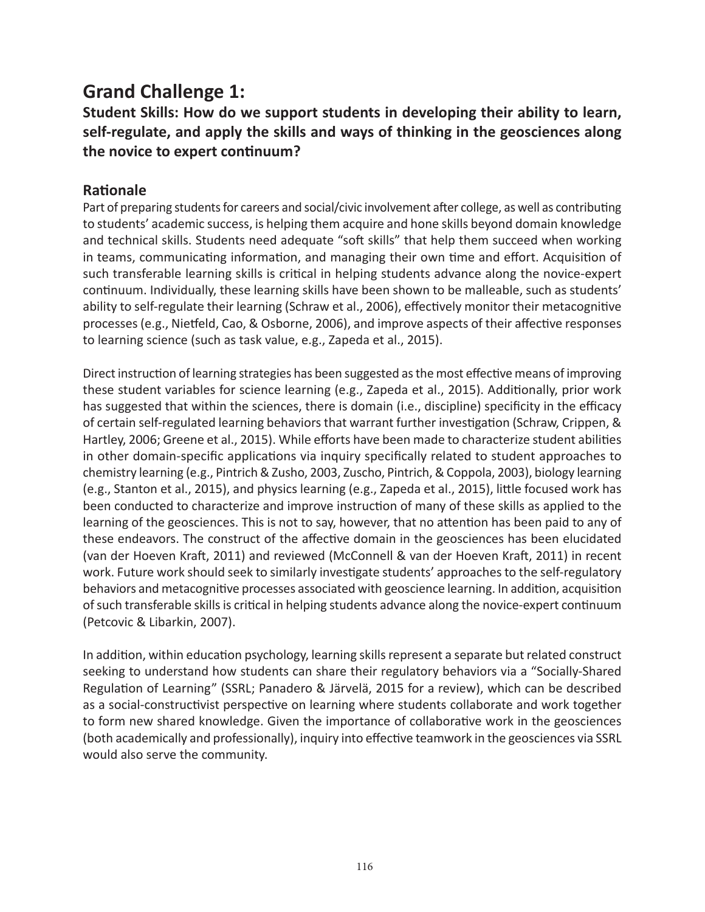## Grand Challenge 1:

### Student Skills: How do we support students in developing their ability to learn, self-regulate, and apply the skills and ways of thinking in the geosciences along the novice to expert continuum?

### Rationale

Part of preparing students for careers and social/civic involvement after college, as well as contributing to students' academic success, is helping them acquire and hone skills beyond domain knowledge and technical skills. Students need adequate "soft skills" that help them succeed when working in teams, communicating information, and managing their own time and effort. Acquisition of such transferable learning skills is critical in helping students advance along the novice-expert continuum. Individually, these learning skills have been shown to be malleable, such as students' ability to self-regulate their learning (Schraw et al., 2006), effectively monitor their metacognitive processes (e.g., Nietfeld, Cao, & Osborne, 2006), and improve aspects of their affective responses to learning science (such as task value, e.g., Zapeda et al., 2015).

Direct instruction of learning strategies has been suggested as the most effective means of improving these student variables for science learning (e.g., Zapeda et al., 2015). Additionally, prior work has suggested that within the sciences, there is domain (i.e., discipline) specificity in the efficacy of certain self-regulated learning behaviors that warrant further investigation (Schraw, Crippen, & Hartley, 2006; Greene et al., 2015). While efforts have been made to characterize student abilities in other domain-specific applications via inquiry specifically related to student approaches to chemistry learning (e.g., Pintrich & Zusho, 2003, Zuscho, Pintrich, & Coppola, 2003), biology learning (e.g., Stanton et al., 2015), and physics learning (e.g., Zapeda et al., 2015), little focused work has been conducted to characterize and improve instruction of many of these skills as applied to the learning of the geosciences. This is not to say, however, that no attention has been paid to any of these endeavors. The construct of the affective domain in the geosciences has been elucidated (van der Hoeven Kraft, 2011) and reviewed (McConnell & van der Hoeven Kraft, 2011) in recent work. Future work should seek to similarly investigate students' approaches to the self-regulatory behaviors and metacognitive processes associated with geoscience learning. In addition, acquisition of such transferable skills is critical in helping students advance along the novice-expert continuum (Petcovic & Libarkin, 2007).

In addition, within education psychology, learning skills represent a separate but related construct seeking to understand how students can share their regulatory behaviors via a "Socially-Shared Regulation of Learning" (SSRL; Panadero & Järvelä, 2015 for a review), which can be described as a social-constructivist perspective on learning where students collaborate and work together to form new shared knowledge. Given the importance of collaborative work in the geosciences (both academically and professionally), inquiry into effective teamwork in the geosciences via SSRL would also serve the community.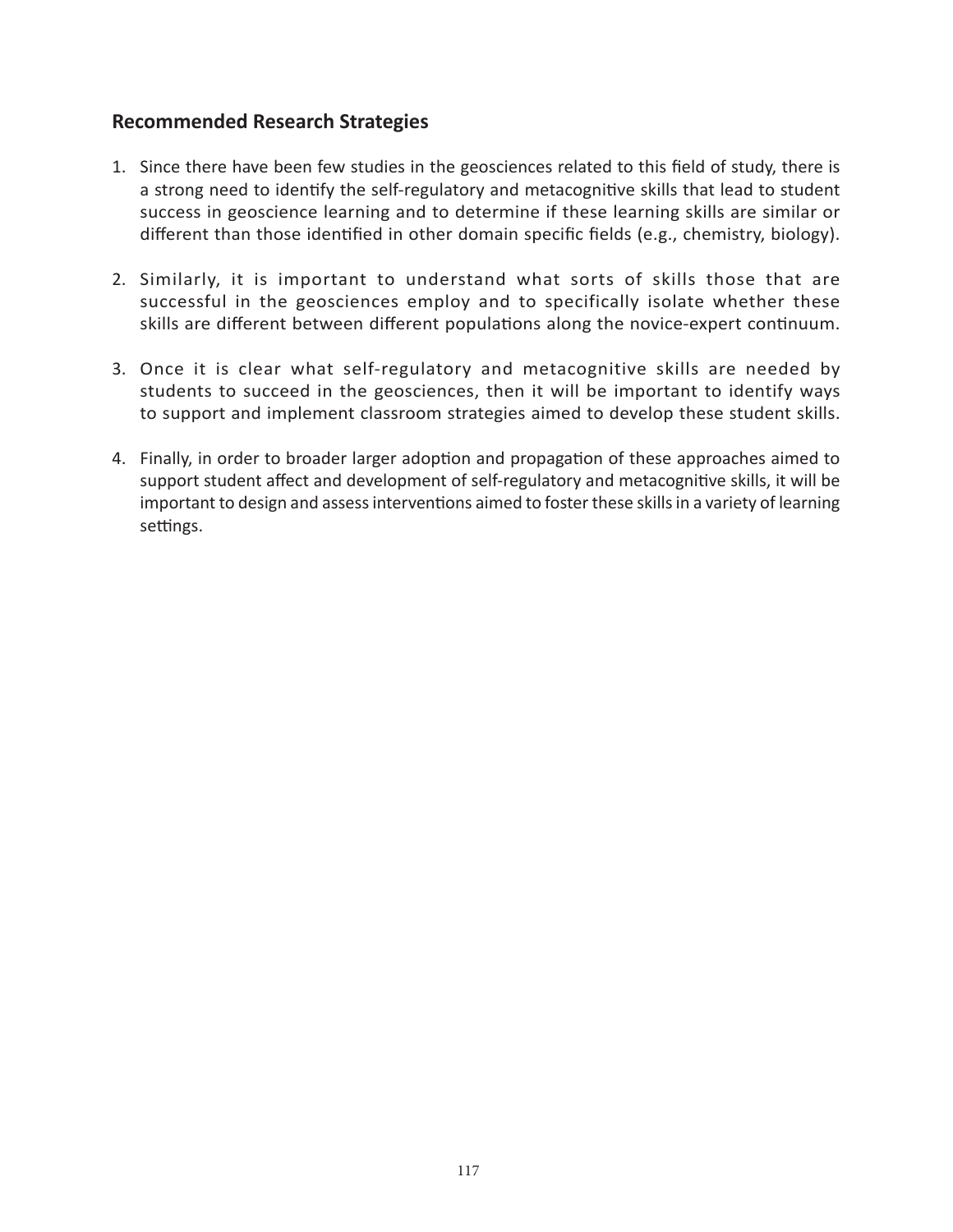## Recommended Research Strategies

1. Since there have been few studies in the geosciences related to this field of study, there is a strong need to identify the self-regulatory and metacognitive skills that lead to student success in geoscience learning and to determine if these learning skills are similar or different than those identified in other domain specific fields (e.g., chemistry, biology).

2. Similarly, it is important to understand what sorts of skills those that are successful in the geosciences employ and to specifically isolate whether these skills are different between different populations along the novice-expert continuum.

3. Once it is clear what self-regulatory and metacognitive skills are needed by students to succeed in the geosciences, then it will be important to identify ways to support and implement classroom strategies aimed to develop these student skills.

4. Finally, in order to broader larger adoption and propagation of these approaches aimed to support student affect and development of self-regulatory and metacognitive skills, it will be important to design and assess interventions aimed to foster these skills in a variety of learning settings.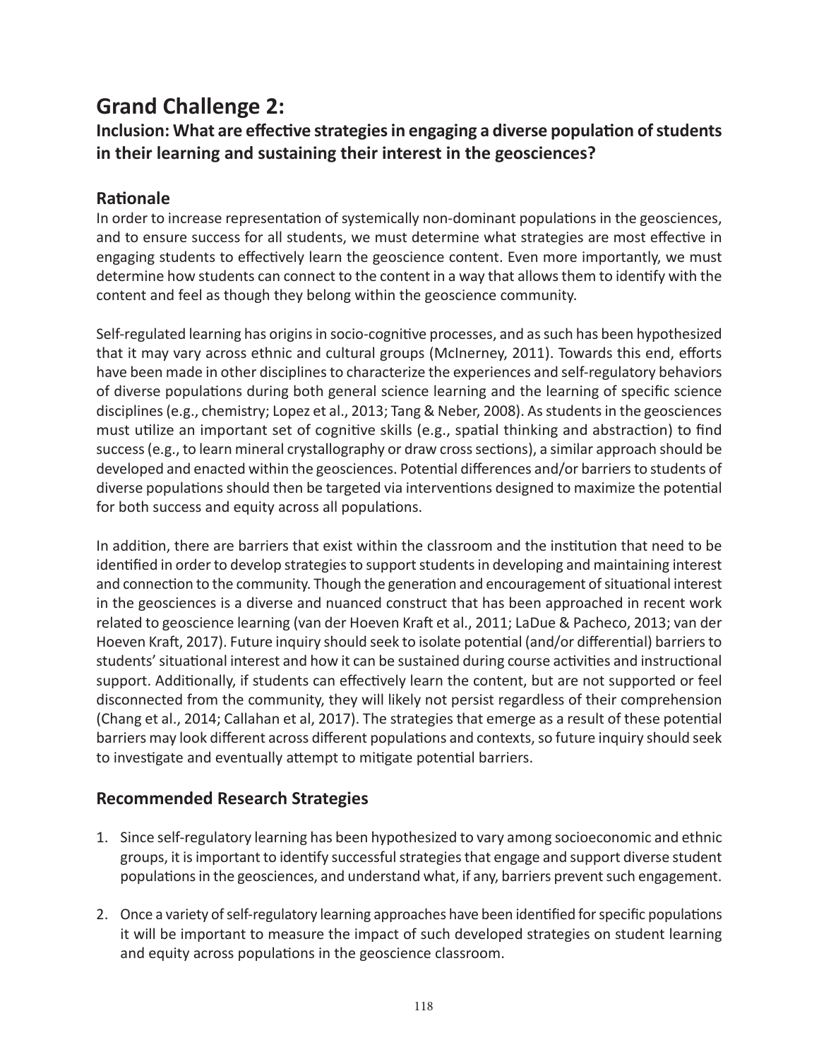# Grand Challenge 2:

## Inclusion: What are effective strategies in engaging a diverse population of students in their learning and sustaining their interest in the geosciences?

### Rationale

In order to increase representation of systemically non-dominant populations in the geosciences, and to ensure success for all students, we must determine what strategies are most effective in engaging students to effectively learn the geoscience content. Even more importantly, we must determine how students can connect to the content in a way that allows them to identify with the content and feel as though they belong within the geoscience community.

Self-regulated learning has origins in socio-cognitive processes, and as such has been hypothesized that it may vary across ethnic and cultural groups (McInerney, 2011). Towards this end, efforts have been made in other disciplines to characterize the experiences and self-regulatory behaviors of diverse populations during both general science learning and the learning of specific science disciplines (e.g., chemistry; Lopez et al., 2013; Tang & Neber, 2008). As students in the geosciences must utilize an important set of cognitive skills (e.g., spatial thinking and abstraction) to find success (e.g., to learn mineral crystallography or draw cross sections), a similar approach should be developed and enacted within the geosciences. Potential differences and/or barriers to students of diverse populations should then be targeted via interventions designed to maximize the potential for both success and equity across all populations.

In addition, there are barriers that exist within the classroom and the institution that need to be identified in order to develop strategies to support students in developing and maintaining interest and connection to the community. Though the generation and encouragement of situational interest in the geosciences is a diverse and nuanced construct that has been approached in recent work related to geoscience learning (van der Hoeven Kraft et al., 2011; LaDue & Pacheco, 2013; van der Hoeven Kraft, 2017). Future inquiry should seek to isolate potential (and/or differential) barriers to students' situational interest and how it can be sustained during course activities and instructional support. Additionally, if students can effectively learn the content, but are not supported or feel disconnected from the community, they will likely not persist regardless of their comprehension (Chang et al., 2014; Callahan et al, 2017). The strategies that emerge as a result of these potential barriers may look different across different populations and contexts, so future inquiry should seek to investigate and eventually attempt to mitigate potential barriers.

### Recommended Research Strategies

1. Since self-regulatory learning has been hypothesized to vary among socioeconomic and ethnic groups, it is important to identify successful strategies that engage and support diverse student populations in the geosciences, and understand what, if any, barriers prevent such engagement.

2. Once a variety of self-regulatory learning approaches have been identified for specific populations it will be important to measure the impact of such developed strategies on student learning and equity across populations in the geoscience classroom.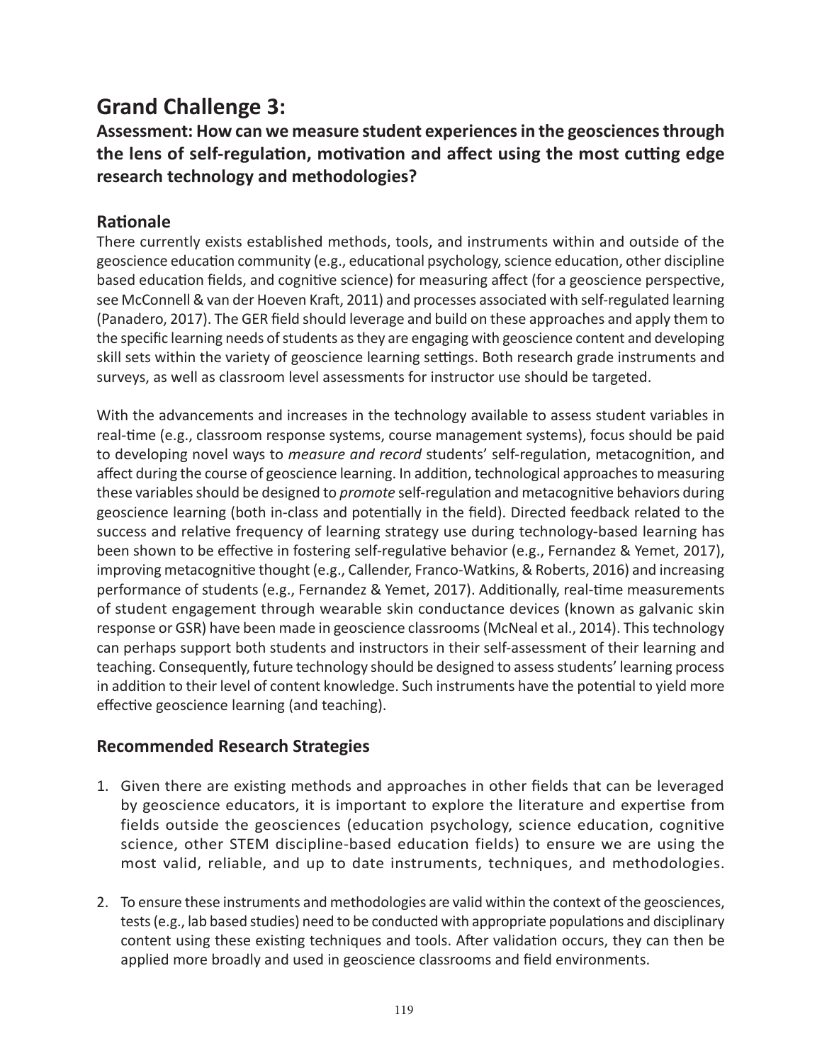# Grand Challenge 3:

**Assessment: How can we measure student experiences in the geosciences through the lens of self-regulation, motivation and affect using the most cutting edge research technology and methodologies?**

## Rationale

There currently exists established methods, tools, and instruments within and outside of the geoscience education community (e.g., educational psychology, science education, other discipline based education fields, and cognitive science) for measuring affect (for a geoscience perspective, see McConnell & van der Hoeven Kraft, 2011) and processes associated with self-regulated learning (Panadero, 2017). The GER field should leverage and build on these approaches and apply them to the specific learning needs of students as they are engaging with geoscience content and developing skill sets within the variety of geoscience learning settings. Both research grade instruments and surveys, as well as classroom level assessments for instructor use should be targeted.

With the advancements and increases in the technology available to assess student variables in real-time (e.g., classroom response systems, course management systems), focus should be paid to developing novel ways to *measure and record* students' self-regulation, metacognition, and affect during the course of geoscience learning. In addition, technological approaches to measuring these variables should be designed to *promote* self-regulation and metacognitive behaviors during geoscience learning (both in-class and potentially in the field). Directed feedback related to the success and relative frequency of learning strategy use during technology-based learning has been shown to be effective in fostering self-regulative behavior (e.g., Fernandez & Yemet, 2017), improving metacognitive thought (e.g., Callender, Franco-Watkins, & Roberts, 2016) and increasing performance of students (e.g., Fernandez & Yemet, 2017). Additionally, real-time measurements of student engagement through wearable skin conductance devices (known as galvanic skin response or GSR) have been made in geoscience classrooms (McNeal et al., 2014). This technology can perhaps support both students and instructors in their self-assessment of their learning and teaching. Consequently, future technology should be designed to assess students' learning process in addition to their level of content knowledge. Such instruments have the potential to yield more effective geoscience learning (and teaching).

## Recommended Research Strategies

1. Given there are existing methods and approaches in other fields that can be leveraged by geoscience educators, it is important to explore the literature and expertise from fields outside the geosciences (education psychology, science education, cognitive science, other STEM discipline-based education fields) to ensure we are using the most valid, reliable, and up to date instruments, techniques, and methodologies.

2. To ensure these instruments and methodologies are valid within the context of the geosciences, tests (e.g., lab based studies) need to be conducted with appropriate populations and disciplinary content using these existing techniques and tools. After validation occurs, they can then be applied more broadly and used in geoscience classrooms and field environments.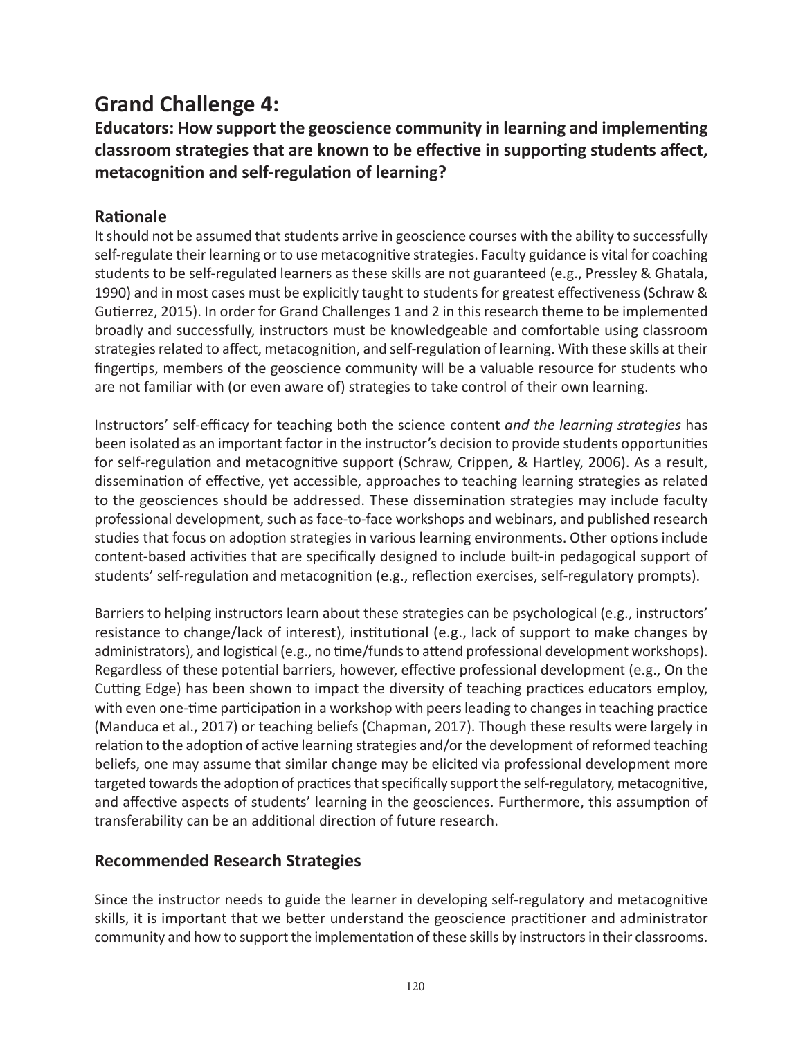# Grand Challenge 4:

### Educators: How support the geoscience community in learning and implementing classroom strategies that are known to be effective in supporting students affect, metacognition and self-regulation of learning?

## Rationale

It should not be assumed that students arrive in geoscience courses with the ability to successfully self-regulate their learning or to use metacognitive strategies. Faculty guidance is vital for coaching students to be self-regulated learners as these skills are not guaranteed (e.g., Pressley & Ghatala, 1990) and in most cases must be explicitly taught to students for greatest effectiveness (Schraw & Gutierrez, 2015). In order for Grand Challenges 1 and 2 in this research theme to be implemented broadly and successfully, instructors must be knowledgeable and comfortable using classroom strategies related to affect, metacognition, and self-regulation of learning. With these skills at their fingertips, members of the geoscience community will be a valuable resource for students who are not familiar with (or even aware of) strategies to take control of their own learning.

Instructors' self-efficacy for teaching both the science content *and the learning strategies* has been isolated as an important factor in the instructor's decision to provide students opportunities for self-regulation and metacognitive support (Schraw, Crippen, & Hartley, 2006). As a result, dissemination of effective, yet accessible, approaches to teaching learning strategies as related to the geosciences should be addressed. These dissemination strategies may include faculty professional development, such as face-to-face workshops and webinars, and published research studies that focus on adoption strategies in various learning environments. Other options include content-based activities that are specifically designed to include built-in pedagogical support of students' self-regulation and metacognition (e.g., reflection exercises, self-regulatory prompts).

Barriers to helping instructors learn about these strategies can be psychological (e.g., instructors' resistance to change/lack of interest), institutional (e.g., lack of support to make changes by administrators), and logistical (e.g., no time/funds to attend professional development workshops). Regardless of these potential barriers, however, effective professional development (e.g., On the Cutting Edge) has been shown to impact the diversity of teaching practices educators employ, with even one-time participation in a workshop with peers leading to changes in teaching practice (Manduca et al., 2017) or teaching beliefs (Chapman, 2017). Though these results were largely in relation to the adoption of active learning strategies and/or the development of reformed teaching beliefs, one may assume that similar change may be elicited via professional development more targeted towards the adoption of practices that specifically support the self-regulatory, metacognitive, and affective aspects of students' learning in the geosciences. Furthermore, this assumption of transferability can be an additional direction of future research.

## Recommended Research Strategies

Since the instructor needs to guide the learner in developing self-regulatory and metacognitive skills, it is important that we better understand the geoscience practitioner and administrator community and how to support the implementation of these skills by instructors in their classrooms.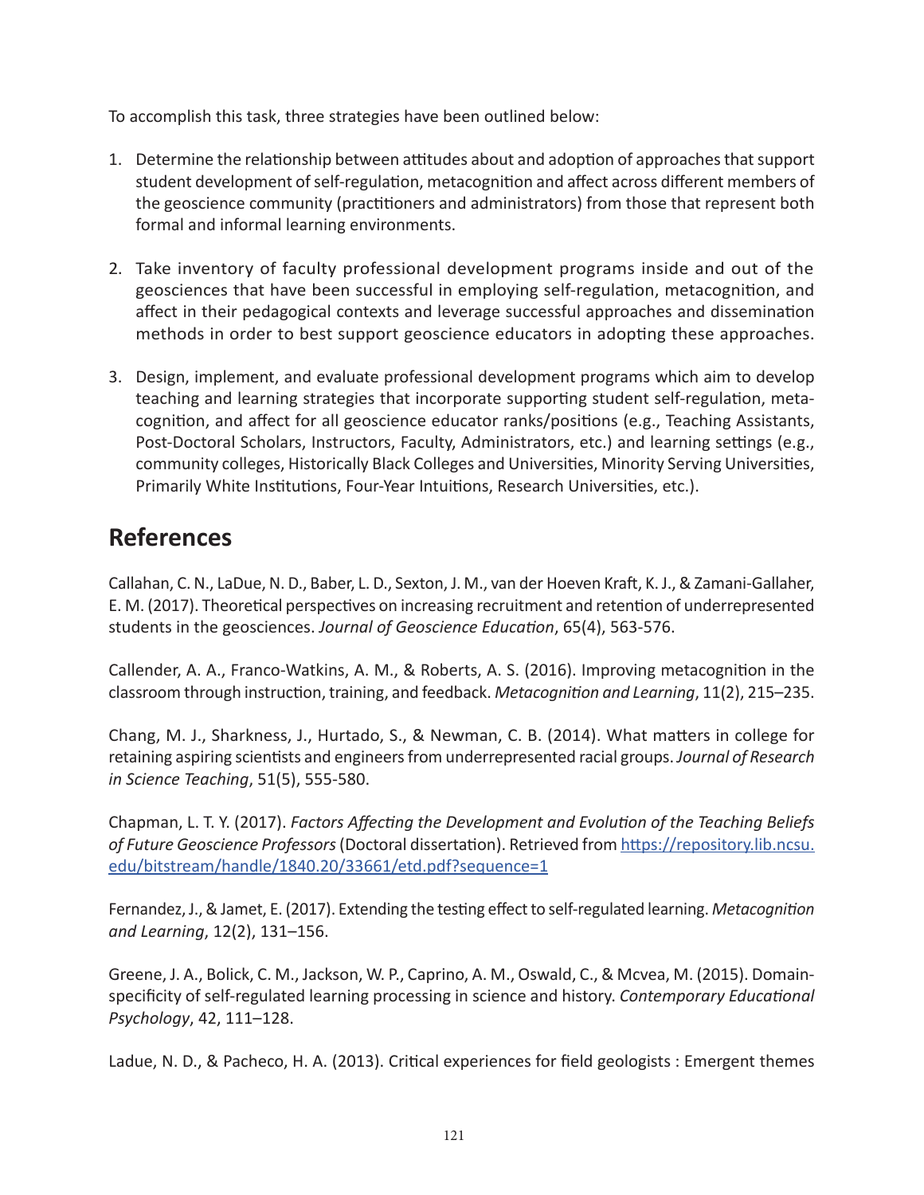To accomplish this task, three strategies have been outlined below:

1. Determine the relationship between attitudes about and adoption of approaches that support student development of self-regulation, metacognition and affect across different members of the geoscience community (practitioners and administrators) from those that represent both formal and informal learning environments.

2. Take inventory of faculty professional development programs inside and out of the geosciences that have been successful in employing self-regulation, metacognition, and affect in their pedagogical contexts and leverage successful approaches and dissemination methods in order to best support geoscience educators in adopting these approaches.

3. Design, implement, and evaluate professional development programs which aim to develop teaching and learning strategies that incorporate supporting student self-regulation, metacognition, and affect for all geoscience educator ranks/positions (e.g., Teaching Assistants, Post-Doctoral Scholars, Instructors, Faculty, Administrators, etc.) and learning settings (e.g., community colleges, Historically Black Colleges and Universities, Minority Serving Universities, Primarily White Institutions, Four-Year Intuitions, Research Universities, etc.).

## References

Callahan, C. N., LaDue, N. D., Baber, L. D., Sexton, J. M., van der Hoeven Kraft, K. J., & Zamani-Gallaher, E. M. (2017). Theoretical perspectives on increasing recruitment and retention of underrepresented students in the geosciences. *Journal of Geoscience Education*, 65(4), 563-576.

Callender, A. A., Franco-Watkins, A. M., & Roberts, A. S. (2016). Improving metacognition in the classroom through instruction, training, and feedback. *Metacognition and Learning*, 11(2), 215–235.

Chang, M. J., Sharkness, J., Hurtado, S., & Newman, C. B. (2014). What matters in college for retaining aspiring scientists and engineers from underrepresented racial groups. *Journal of Research in Science Teaching*, 51(5), 555-580.

Chapman, L. T. Y. (2017). *Factors Affecting the Development and Evolution of the Teaching Beliefs of Future Geoscience Professors* (Doctoral dissertation). Retrieved from https://repository.lib.ncsu.edu/bitstream/handle/1840.20/33661/etd.pdf?sequence=1

Fernandez, J., & Jamet, E. (2017). Extending the testing effect to self-regulated learning. *Metacognition and Learning*, 12(2), 131–156.

Greene, J. A., Bolick, C. M., Jackson, W. P., Caprino, A. M., Oswald, C., & Mcvea, M. (2015). Domain-specificity of self-regulated learning processing in science and history. *Contemporary Educational Psychology*, 42, 111–128.

Ladue, N. D., & Pacheco, H. A. (2013). Critical experiences for field geologists : Emergent themes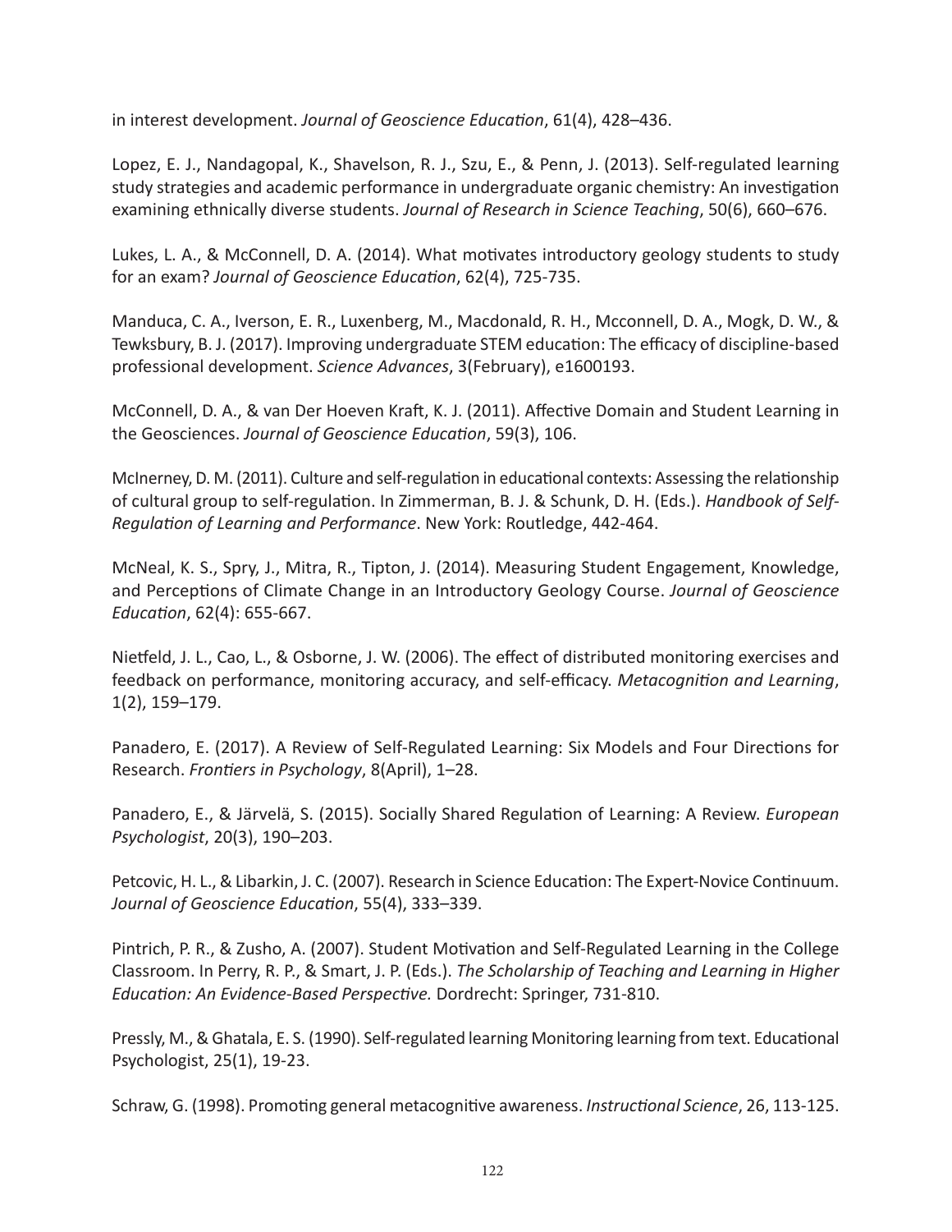in interest development. *Journal of Geoscience Education*, 61(4), 428–436.

Lopez, E. J., Nandagopal, K., Shavelson, R. J., Szu, E., & Penn, J. (2013). Self-regulated learning study strategies and academic performance in undergraduate organic chemistry: An investigation examining ethnically diverse students. *Journal of Research in Science Teaching*, 50(6), 660–676.

Lukes, L. A., & McConnell, D. A. (2014). What motivates introductory geology students to study for an exam? *Journal of Geoscience Education*, 62(4), 725-735.

Manduca, C. A., Iverson, E. R., Luxenberg, M., Macdonald, R. H., Mcconnell, D. A., Mogk, D. W., & Tewksbury, B. J. (2017). Improving undergraduate STEM education: The efficacy of discipline-based professional development. *Science Advances*, 3(February), e1600193.

McConnell, D. A., & van Der Hoeven Kraft, K. J. (2011). Affective Domain and Student Learning in the Geosciences. *Journal of Geoscience Education*, 59(3), 106.

McInerney, D. M. (2011). Culture and self-regulation in educational contexts: Assessing the relationship of cultural group to self-regulation. In Zimmerman, B. J. & Schunk, D. H. (Eds.). *Handbook of Self-Regulation of Learning and Performance*. New York: Routledge, 442-464.

McNeal, K. S., Spry, J., Mitra, R., Tipton, J. (2014). Measuring Student Engagement, Knowledge, and Perceptions of Climate Change in an Introductory Geology Course. *Journal of Geoscience Education*, 62(4): 655-667.

Nietfeld, J. L., Cao, L., & Osborne, J. W. (2006). The effect of distributed monitoring exercises and feedback on performance, monitoring accuracy, and self-efficacy. *Metacognition and Learning*, 1(2), 159–179.

Panadero, E. (2017). A Review of Self-Regulated Learning: Six Models and Four Directions for Research. *Frontiers in Psychology*, 8(April), 1–28.

Panadero, E., & Järvelä, S. (2015). Socially Shared Regulation of Learning: A Review. *European Psychologist*, 20(3), 190–203.

Petcovic, H. L., & Libarkin, J. C. (2007). Research in Science Education: The Expert-Novice Continuum. *Journal of Geoscience Education*, 55(4), 333–339.

Pintrich, P. R., & Zusho, A. (2007). Student Motivation and Self-Regulated Learning in the College Classroom. In Perry, R. P., & Smart, J. P. (Eds.). *The Scholarship of Teaching and Learning in Higher Education: An Evidence-Based Perspective.* Dordrecht: Springer, 731-810.

Pressly, M., & Ghatala, E. S. (1990). Self-regulated learning Monitoring learning from text. Educational Psychologist, 25(1), 19-23.

Schraw, G. (1998). Promoting general metacognitive awareness. *Instructional Science*, 26, 113-125.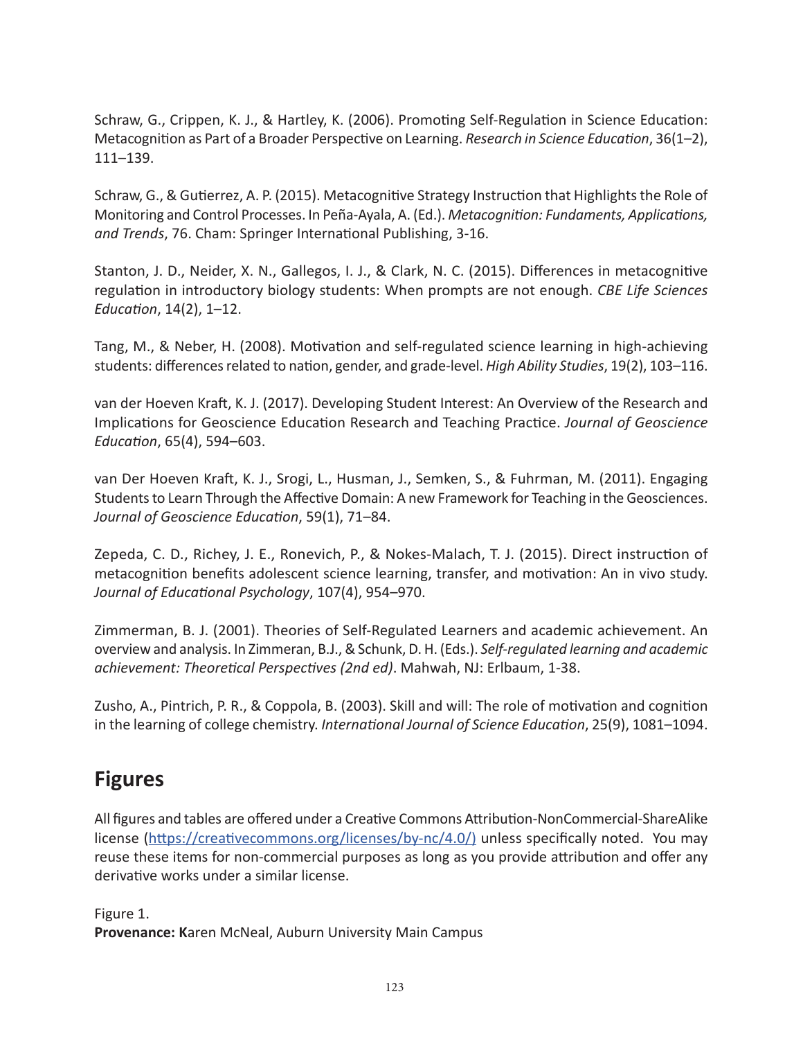Schraw, G., Crippen, K. J., & Hartley, K. (2006). Promoting Self-Regulation in Science Education: Metacognition as Part of a Broader Perspective on Learning. *Research in Science Education*, 36(1–2), 111–139.

Schraw, G., & Gutierrez, A. P. (2015). Metacognitive Strategy Instruction that Highlights the Role of Monitoring and Control Processes. In Peña-Ayala, A. (Ed.). *Metacognition: Fundaments, Applications, and Trends*, 76. Cham: Springer International Publishing, 3-16.

Stanton, J. D., Neider, X. N., Gallegos, I. J., & Clark, N. C. (2015). Differences in metacognitive regulation in introductory biology students: When prompts are not enough. *CBE Life Sciences Education*, 14(2), 1–12.

Tang, M., & Neber, H. (2008). Motivation and self-regulated science learning in high-achieving students: differences related to nation, gender, and grade-level. *High Ability Studies*, 19(2), 103–116.

van der Hoeven Kraft, K. J. (2017). Developing Student Interest: An Overview of the Research and Implications for Geoscience Education Research and Teaching Practice. *Journal of Geoscience Education*, 65(4), 594–603.

van Der Hoeven Kraft, K. J., Srogi, L., Husman, J., Semken, S., & Fuhrman, M. (2011). Engaging Students to Learn Through the Affective Domain: A new Framework for Teaching in the Geosciences. *Journal of Geoscience Education*, 59(1), 71–84.

Zepeda, C. D., Richey, J. E., Ronevich, P., & Nokes-Malach, T. J. (2015). Direct instruction of metacognition benefits adolescent science learning, transfer, and motivation: An in vivo study. *Journal of Educational Psychology*, 107(4), 954–970.

Zimmerman, B. J. (2001). Theories of Self-Regulated Learners and academic achievement. An overview and analysis. In Zimmeran, B.J., & Schunk, D. H. (Eds.). *Self-regulated learning and academic achievement: Theoretical Perspectives (2nd ed)*. Mahwah, NJ: Erlbaum, 1-38.

Zusho, A., Pintrich, P. R., & Coppola, B. (2003). Skill and will: The role of motivation and cognition in the learning of college chemistry. *International Journal of Science Education*, 25(9), 1081–1094.

## Figures

All figures and tables are offered under a Creative Commons Attribution-NonCommercial-ShareAlike license (https://creativecommons.org/licenses/by-nc/4.0/) unless specifically noted. You may reuse these items for non-commercial purposes as long as you provide attribution and offer any derivative works under a similar license.

Figure 1.
**Provenance: K**aren McNeal, Auburn University Main Campus